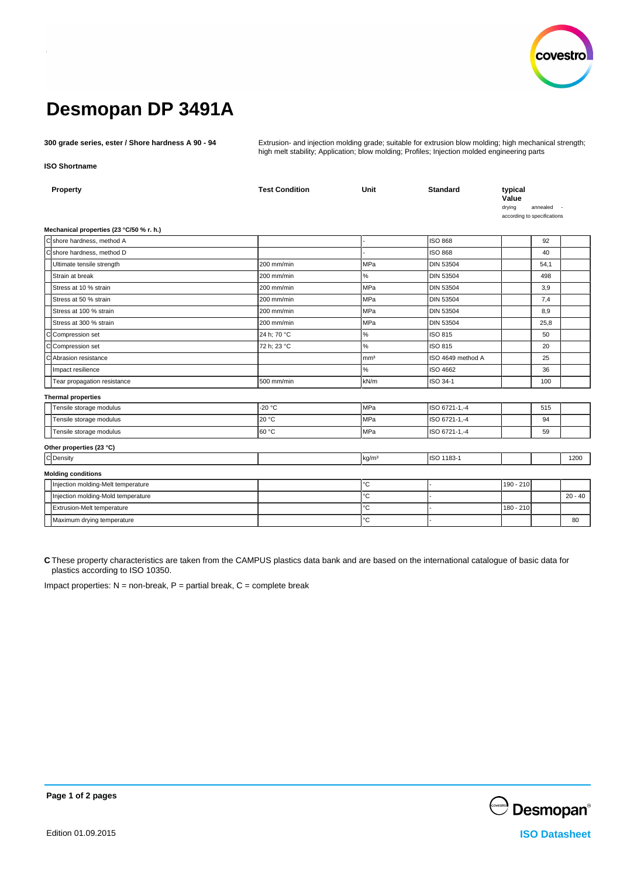# Desmopan DP 3491A

**300 grade series, ester / Shore hardness A 90 - 94**

Extrusion- and injection molding grade; suitable for extrusion blow molding; high mechanical strength; high melt stability; Application; blow molding; Profiles; Injection molded engineering parts

**ISO Shortname**

| | Property | Test Condition | Unit | Standard | typical Value drying | annealed | - according to specifications |
|---|---|---|---|---|---|---|---|
| | **Mechanical properties (23 °C/50 % r. h.)** | | | | | | |
| C | shore hardness, method A | | - | ISO 868 | | 92 | |
| C | shore hardness, method D | | - | ISO 868 | | 40 | |
| | Ultimate tensile strength | 200 mm/min | MPa | DIN 53504 | | 54,1 | |
| | Strain at break | 200 mm/min | % | DIN 53504 | | 498 | |
| | Stress at 10 % strain | 200 mm/min | MPa | DIN 53504 | | 3,9 | |
| | Stress at 50 % strain | 200 mm/min | MPa | DIN 53504 | | 7,4 | |
| | Stress at 100 % strain | 200 mm/min | MPa | DIN 53504 | | 8,9 | |
| | Stress at 300 % strain | 200 mm/min | MPa | DIN 53504 | | 25,8 | |
| C | Compression set | 24 h; 70 °C | % | ISO 815 | | 50 | |
| C | Compression set | 72 h; 23 °C | % | ISO 815 | | 20 | |
| C | Abrasion resistance | | mm³ | ISO 4649 method A | | 25 | |
| | Impact resilience | | % | ISO 4662 | | 36 | |
| | Tear propagation resistance | 500 mm/min | kN/m | ISO 34-1 | | 100 | |
| | **Thermal properties** | | | | | | |
| | Tensile storage modulus | -20 °C | MPa | ISO 6721-1,-4 | | 515 | |
| | Tensile storage modulus | 20 °C | MPa | ISO 6721-1,-4 | | 94 | |
| | Tensile storage modulus | 60 °C | MPa | ISO 6721-1,-4 | | 59 | |
| | **Other properties (23 °C)** | | | | | | |
| C | Density | | kg/m³ | ISO 1183-1 | | | 1200 |
| | **Molding conditions** | | | | | | |
| | Injection molding-Melt temperature | | °C | - | 190 - 210 | | |
| | Injection molding-Mold temperature | | °C | - | | | 20 - 40 |
| | Extrusion-Melt temperature | | °C | - | 180 - 210 | | |
| | Maximum drying temperature | | °C | - | | | 80 |

**C** These property characteristics are taken from the CAMPUS plastics data bank and are based on the international catalogue of basic data for plastics according to ISO 10350.

Impact properties: N = non-break, P = partial break, C = complete break

Edition 01.09.2015

ISO Datasheet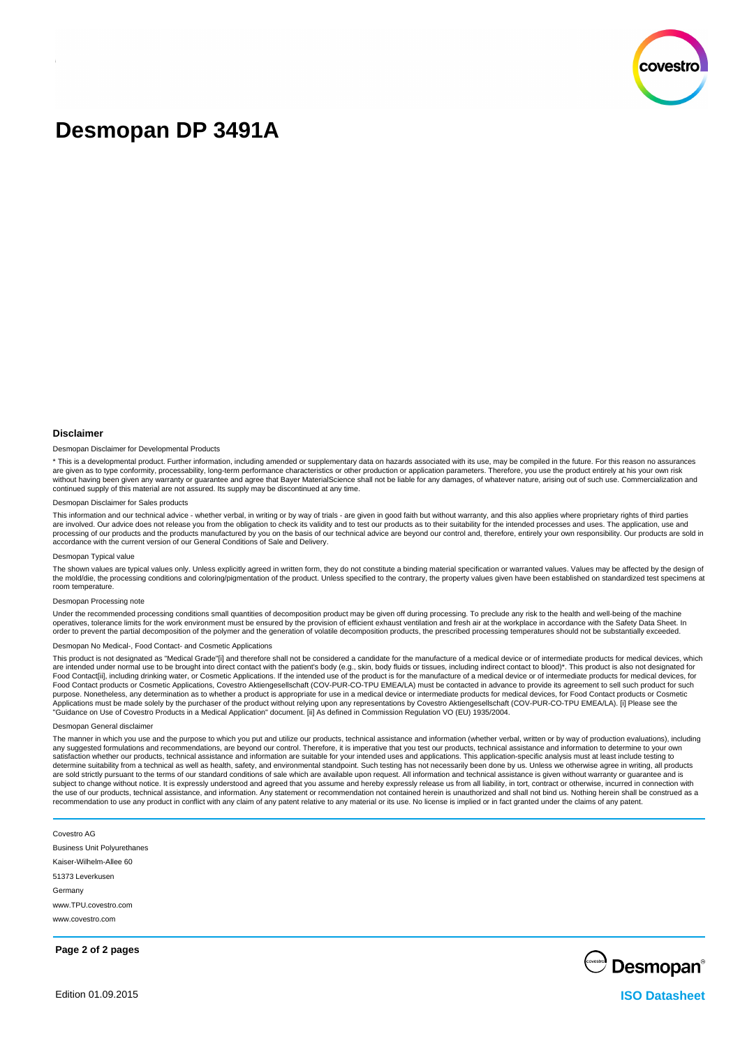# Desmopan DP 3491A

## Disclaimer

Desmopan Disclaimer for Developmental Products

* This is a developmental product. Further information, including amended or supplementary data on hazards associated with its use, may be compiled in the future. For this reason no assurances are given as to type conformity, processability, long-term performance characteristics or other production or application parameters. Therefore, you use the product entirely at his your own risk without having been given any warranty or guarantee and agree that Bayer MaterialScience shall not be liable for any damages, of whatever nature, arising out of such use. Commercialization and continued supply of this material are not assured. Its supply may be discontinued at any time.

Desmopan Disclaimer for Sales products

This information and our technical advice - whether verbal, in writing or by way of trials - are given in good faith but without warranty, and this also applies where proprietary rights of third parties are involved. Our advice does not release you from the obligation to check its validity and to test our products as to their suitability for the intended processes and uses. The application, use and processing of our products and the products manufactured by you on the basis of our technical advice are beyond our control and, therefore, entirely your own responsibility. Our products are sold in accordance with the current version of our General Conditions of Sale and Delivery.

Desmopan Typical value

The shown values are typical values only. Unless explicitly agreed in written form, they do not constitute a binding material specification or warranted values. Values may be affected by the design of the mold/die, the processing conditions and coloring/pigmentation of the product. Unless specified to the contrary, the property values given have been established on standardized test specimens at room temperature.

Desmopan Processing note

Under the recommended processing conditions small quantities of decomposition product may be given off during processing. To preclude any risk to the health and well-being of the machine operatives, tolerance limits for the work environment must be ensured by the provision of efficient exhaust ventilation and fresh air at the workplace in accordance with the Safety Data Sheet. In order to prevent the partial decomposition of the polymer and the generation of volatile decomposition products, the prescribed processing temperatures should not be substantially exceeded.

Desmopan No Medical-, Food Contact- and Cosmetic Applications

This product is not designated as "Medical Grade"[i] and therefore shall not be considered a candidate for the manufacture of a medical device or of intermediate products for medical devices, which are intended under normal use to be brought into direct contact with the patient's body (e.g., skin, body fluids or tissues, including indirect contact to blood)*. This product is also not designated for Food Contact[ii], including drinking water, or Cosmetic Applications. If the intended use of the product is for the manufacture of a medical device or of intermediate products for medical devices, for Food Contact products or Cosmetic Applications, Covestro Aktiengesellschaft (COV-PUR-CO-TPU EMEA/LA) must be contacted in advance to provide its agreement to sell such product for such purpose. Nonetheless, any determination as to whether a product is appropriate for use in a medical device or intermediate products for medical devices, for Food Contact products or Cosmetic Applications must be made solely by the purchaser of the product without relying upon any representations by Covestro Aktiengesellschaft (COV-PUR-CO-TPU EMEA/LA). [i] Please see the "Guidance on Use of Covestro Products in a Medical Application" document. [ii] As defined in Commission Regulation VO (EU) 1935/2004.

Desmopan General disclaimer

The manner in which you use and the purpose to which you put and utilize our products, technical assistance and information (whether verbal, written or by way of production evaluations), including any suggested formulations and recommendations, are beyond our control. Therefore, it is imperative that you test our products, technical assistance and information to determine to your own satisfaction whether our products, technical assistance and information are suitable for your intended uses and applications. This application-specific analysis must at least include testing to determine suitability from a technical as well as health, safety, and environmental standpoint. Such testing has not necessarily been done by us. Unless we otherwise agree in writing, all products are sold strictly pursuant to the terms of our standard conditions of sale which are available upon request. All information and technical assistance is given without warranty or guarantee and is subject to change without notice. It is expressly understood and agreed that you assume and hereby expressly release us from all liability, in tort, contract or otherwise, incurred in connection with the use of our products, technical assistance, and information. Any statement or recommendation not contained herein is unauthorized and shall not bind us. Nothing herein shall be construed as a recommendation to use any product in conflict with any claim of any patent relative to any material or its use. No license is implied or in fact granted under the claims of any patent.

Covestro AG

Business Unit Polyurethanes

Kaiser-Wilhelm-Allee 60

51373 Leverkusen

Germany

www.TPU.covestro.com

www.covestro.com

Edition 01.09.2015

ISO Datasheet